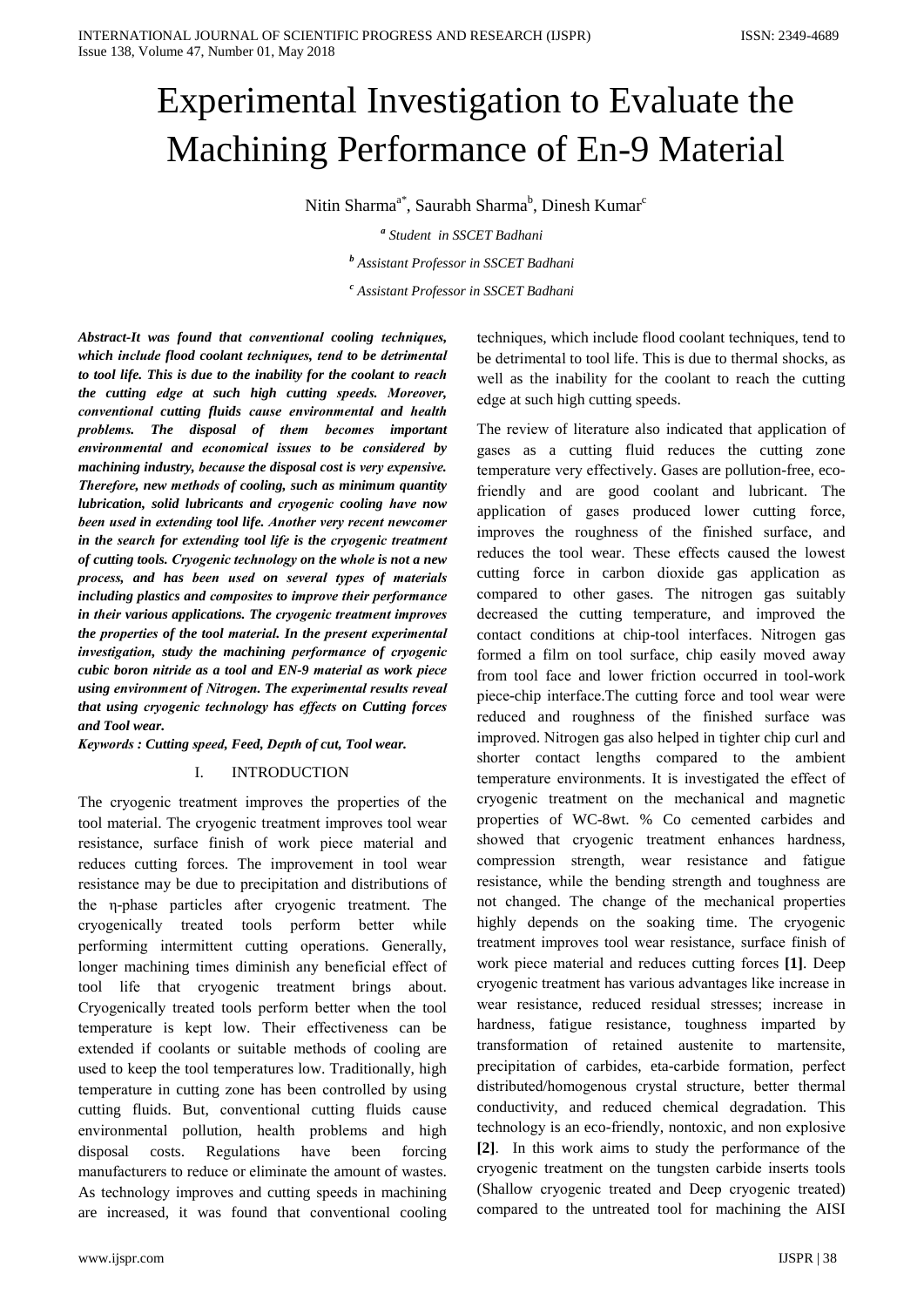# Experimental Investigation to Evaluate the Machining Performance of En-9 Material

Nitin Sharma[a*], Saurabh Sharma[b], Dinesh Kumar[c]

[a] *Student in SSCET Badhani*

[b] *Assistant Professor in SSCET Badhani*

[c] *Assistant Professor in SSCET Badhani*

***Abstract-It was found that conventional cooling techniques, which include flood coolant techniques, tend to be detrimental to tool life. This is due to the inability for the coolant to reach the cutting edge at such high cutting speeds. Moreover, conventional cutting fluids cause environmental and health problems. The disposal of them becomes important environmental and economical issues to be considered by machining industry, because the disposal cost is very expensive. Therefore, new methods of cooling, such as minimum quantity lubrication, solid lubricants and cryogenic cooling have now been used in extending tool life. Another very recent newcomer in the search for extending tool life is the cryogenic treatment of cutting tools. Cryogenic technology on the whole is not a new process, and has been used on several types of materials including plastics and composites to improve their performance in their various applications. The cryogenic treatment improves the properties of the tool material. In the present experimental investigation, study the machining performance of cryogenic cubic boron nitride as a tool and EN-9 material as work piece using environment of Nitrogen. The experimental results reveal that using cryogenic technology has effects on Cutting forces and Tool wear.***

***Keywords : Cutting speed, Feed, Depth of cut, Tool wear.***

## I. INTRODUCTION

The cryogenic treatment improves the properties of the tool material. The cryogenic treatment improves tool wear resistance, surface finish of work piece material and reduces cutting forces. The improvement in tool wear resistance may be due to precipitation and distributions of the η-phase particles after cryogenic treatment. The cryogenically treated tools perform better while performing intermittent cutting operations. Generally, longer machining times diminish any beneficial effect of tool life that cryogenic treatment brings about. Cryogenically treated tools perform better when the tool temperature is kept low. Their effectiveness can be extended if coolants or suitable methods of cooling are used to keep the tool temperatures low. Traditionally, high temperature in cutting zone has been controlled by using cutting fluids. But, conventional cutting fluids cause environmental pollution, health problems and high disposal costs. Regulations have been forcing manufacturers to reduce or eliminate the amount of wastes. As technology improves and cutting speeds in machining are increased, it was found that conventional cooling techniques, which include flood coolant techniques, tend to be detrimental to tool life. This is due to thermal shocks, as well as the inability for the coolant to reach the cutting edge at such high cutting speeds.

The review of literature also indicated that application of gases as a cutting fluid reduces the cutting zone temperature very effectively. Gases are pollution-free, eco-friendly and are good coolant and lubricant. The application of gases produced lower cutting force, improves the roughness of the finished surface, and reduces the tool wear. These effects caused the lowest cutting force in carbon dioxide gas application as compared to other gases. The nitrogen gas suitably decreased the cutting temperature, and improved the contact conditions at chip-tool interfaces. Nitrogen gas formed a film on tool surface, chip easily moved away from tool face and lower friction occurred in tool-work piece-chip interface.The cutting force and tool wear were reduced and roughness of the finished surface was improved. Nitrogen gas also helped in tighter chip curl and shorter contact lengths compared to the ambient temperature environments. It is investigated the effect of cryogenic treatment on the mechanical and magnetic properties of WC-8wt. % Co cemented carbides and showed that cryogenic treatment enhances hardness, compression strength, wear resistance and fatigue resistance, while the bending strength and toughness are not changed. The change of the mechanical properties highly depends on the soaking time. The cryogenic treatment improves tool wear resistance, surface finish of work piece material and reduces cutting forces **[1]**. Deep cryogenic treatment has various advantages like increase in wear resistance, reduced residual stresses; increase in hardness, fatigue resistance, toughness imparted by transformation of retained austenite to martensite, precipitation of carbides, eta-carbide formation, perfect distributed/homogenous crystal structure, better thermal conductivity, and reduced chemical degradation. This technology is an eco-friendly, nontoxic, and non explosive **[2]**. In this work aims to study the performance of the cryogenic treatment on the tungsten carbide inserts tools (Shallow cryogenic treated and Deep cryogenic treated) compared to the untreated tool for machining the AISI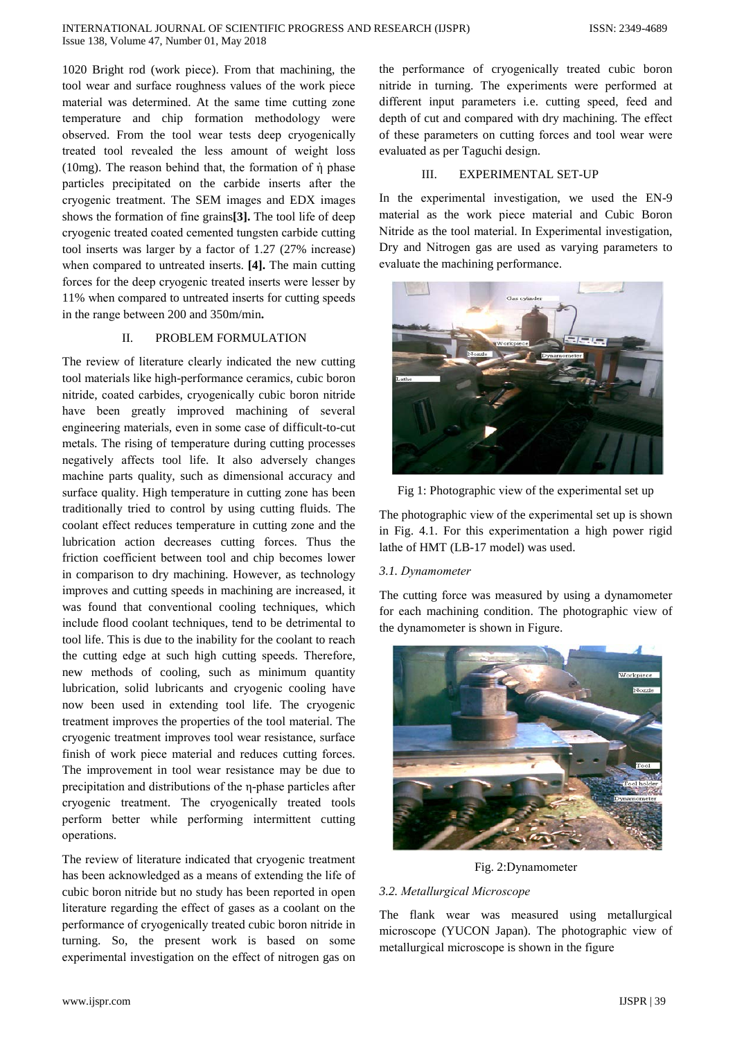1020 Bright rod (work piece). From that machining, the tool wear and surface roughness values of the work piece material was determined. At the same time cutting zone temperature and chip formation methodology were observed. From the tool wear tests deep cryogenically treated tool revealed the less amount of weight loss (10mg). The reason behind that, the formation of ή phase particles precipitated on the carbide inserts after the cryogenic treatment. The SEM images and EDX images shows the formation of fine grains**[3].** The tool life of deep cryogenic treated coated cemented tungsten carbide cutting tool inserts was larger by a factor of 1.27 (27% increase) when compared to untreated inserts. **[4].** The main cutting forces for the deep cryogenic treated inserts were lesser by 11% when compared to untreated inserts for cutting speeds in the range between 200 and 350m/min**.**

## II. PROBLEM FORMULATION

The review of literature clearly indicated the new cutting tool materials like high-performance ceramics, cubic boron nitride, coated carbides, cryogenically cubic boron nitride have been greatly improved machining of several engineering materials, even in some case of difficult-to-cut metals. The rising of temperature during cutting processes negatively affects tool life. It also adversely changes machine parts quality, such as dimensional accuracy and surface quality. High temperature in cutting zone has been traditionally tried to control by using cutting fluids. The coolant effect reduces temperature in cutting zone and the lubrication action decreases cutting forces. Thus the friction coefficient between tool and chip becomes lower in comparison to dry machining. However, as technology improves and cutting speeds in machining are increased, it was found that conventional cooling techniques, which include flood coolant techniques, tend to be detrimental to tool life. This is due to the inability for the coolant to reach the cutting edge at such high cutting speeds. Therefore, new methods of cooling, such as minimum quantity lubrication, solid lubricants and cryogenic cooling have now been used in extending tool life. The cryogenic treatment improves the properties of the tool material. The cryogenic treatment improves tool wear resistance, surface finish of work piece material and reduces cutting forces. The improvement in tool wear resistance may be due to precipitation and distributions of the η-phase particles after cryogenic treatment. The cryogenically treated tools perform better while performing intermittent cutting operations.

The review of literature indicated that cryogenic treatment has been acknowledged as a means of extending the life of cubic boron nitride but no study has been reported in open literature regarding the effect of gases as a coolant on the performance of cryogenically treated cubic boron nitride in turning. So, the present work is based on some experimental investigation on the effect of nitrogen gas on the performance of cryogenically treated cubic boron nitride in turning. The experiments were performed at different input parameters i.e. cutting speed, feed and depth of cut and compared with dry machining. The effect of these parameters on cutting forces and tool wear were evaluated as per Taguchi design.

## III. EXPERIMENTAL SET-UP

In the experimental investigation, we used the EN-9 material as the work piece material and Cubic Boron Nitride as the tool material. In Experimental investigation, Dry and Nitrogen gas are used as varying parameters to evaluate the machining performance.

Fig 1: Photographic view of the experimental set up

The photographic view of the experimental set up is shown in Fig. 4.1. For this experimentation a high power rigid lathe of HMT (LB-17 model) was used.

### *3.1. Dynamometer*

The cutting force was measured by using a dynamometer for each machining condition. The photographic view of the dynamometer is shown in Figure.

Fig. 2:Dynamometer

### *3.2. Metallurgical Microscope*

The flank wear was measured using metallurgical microscope (YUCON Japan). The photographic view of metallurgical microscope is shown in the figure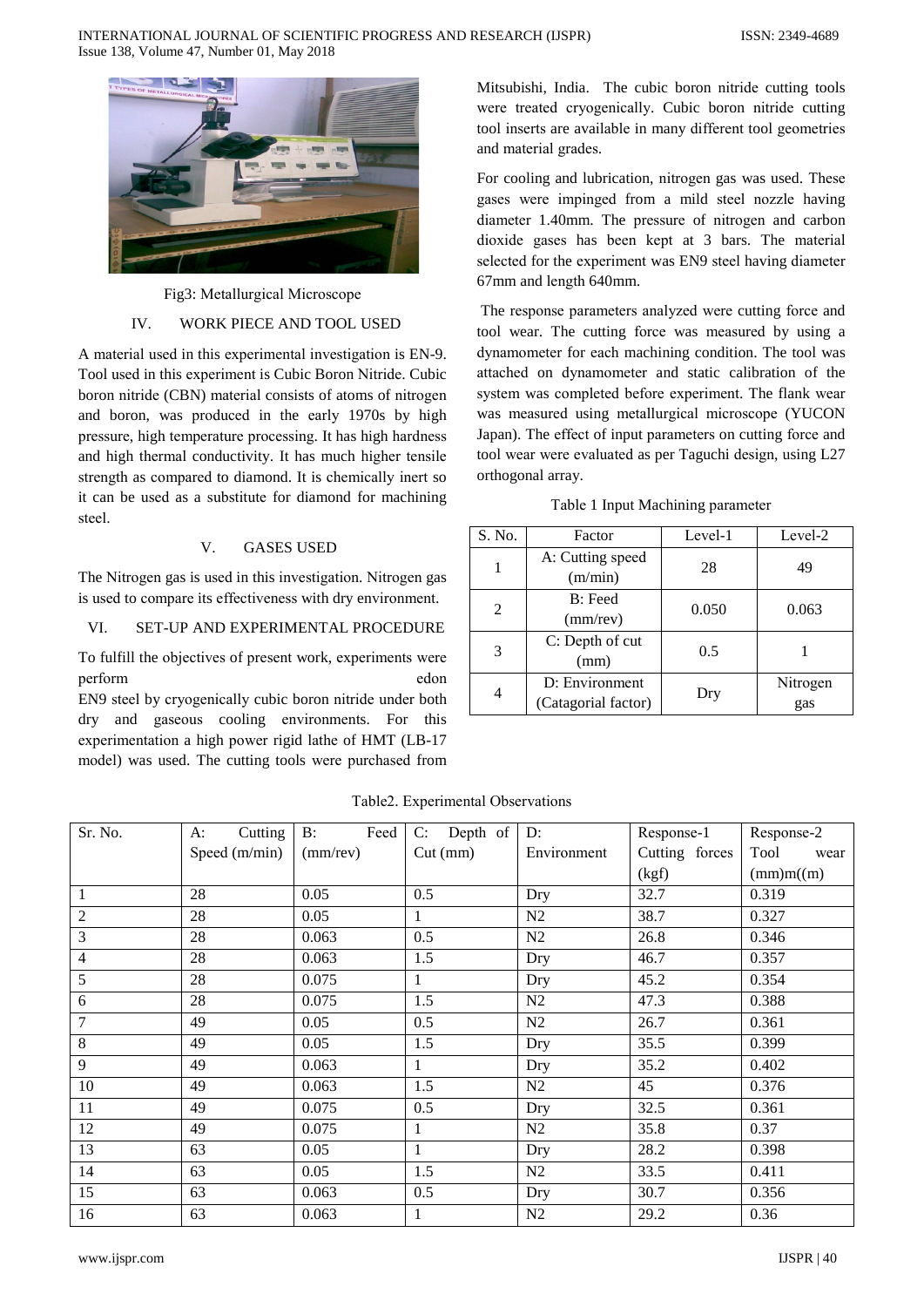Fig3: Metallurgical Microscope

## IV. WORK PIECE AND TOOL USED

A material used in this experimental investigation is EN-9. Tool used in this experiment is Cubic Boron Nitride. Cubic boron nitride (CBN) material consists of atoms of nitrogen and boron, was produced in the early 1970s by high pressure, high temperature processing. It has high hardness and high thermal conductivity. It has much higher tensile strength as compared to diamond. It is chemically inert so it can be used as a substitute for diamond for machining steel.

## V. GASES USED

The Nitrogen gas is used in this investigation. Nitrogen gas is used to compare its effectiveness with dry environment.

## VI. SET-UP AND EXPERIMENTAL PROCEDURE

To fulfill the objectives of present work, experiments were perform edon EN9 steel by cryogenically cubic boron nitride under both dry and gaseous cooling environments. For this experimentation a high power rigid lathe of HMT (LB-17 model) was used. The cutting tools were purchased from Mitsubishi, India. The cubic boron nitride cutting tools were treated cryogenically. Cubic boron nitride cutting tool inserts are available in many different tool geometries and material grades.

For cooling and lubrication, nitrogen gas was used. These gases were impinged from a mild steel nozzle having diameter 1.40mm. The pressure of nitrogen and carbon dioxide gases has been kept at 3 bars. The material selected for the experiment was EN9 steel having diameter 67mm and length 640mm.

The response parameters analyzed were cutting force and tool wear. The cutting force was measured by using a dynamometer for each machining condition. The tool was attached on dynamometer and static calibration of the system was completed before experiment. The flank wear was measured using metallurgical microscope (YUCON Japan). The effect of input parameters on cutting force and tool wear were evaluated as per Taguchi design, using L27 orthogonal array.

Table 1 Input Machining parameter

| S. No. | Factor | Level-1 | Level-2 |
|---|---|---|---|
| 1 | A: Cutting speed (m/min) | 28 | 49 |
| 2 | B: Feed (mm/rev) | 0.050 | 0.063 |
| 3 | C: Depth of cut (mm) | 0.5 | 1 |
| 4 | D: Environment (Catagorial factor) | Dry | Nitrogen gas |

Table2. Experimental Observations

| Sr. No. | A: Cutting Speed (m/min) | B: Feed (mm/rev) | C: Depth of Cut (mm) | D: Environment | Response-1 Cutting forces (kgf) | Response-2 Tool wear (mm)m((m) |
|---|---|---|---|---|---|---|
| 1 | 28 | 0.05 | 0.5 | Dry | 32.7 | 0.319 |
| 2 | 28 | 0.05 | 1 | N2 | 38.7 | 0.327 |
| 3 | 28 | 0.063 | 0.5 | N2 | 26.8 | 0.346 |
| 4 | 28 | 0.063 | 1.5 | Dry | 46.7 | 0.357 |
| 5 | 28 | 0.075 | 1 | Dry | 45.2 | 0.354 |
| 6 | 28 | 0.075 | 1.5 | N2 | 47.3 | 0.388 |
| 7 | 49 | 0.05 | 0.5 | N2 | 26.7 | 0.361 |
| 8 | 49 | 0.05 | 1.5 | Dry | 35.5 | 0.399 |
| 9 | 49 | 0.063 | 1 | Dry | 35.2 | 0.402 |
| 10 | 49 | 0.063 | 1.5 | N2 | 45 | 0.376 |
| 11 | 49 | 0.075 | 0.5 | Dry | 32.5 | 0.361 |
| 12 | 49 | 0.075 | 1 | N2 | 35.8 | 0.37 |
| 13 | 63 | 0.05 | 1 | Dry | 28.2 | 0.398 |
| 14 | 63 | 0.05 | 1.5 | N2 | 33.5 | 0.411 |
| 15 | 63 | 0.063 | 0.5 | Dry | 30.7 | 0.356 |
| 16 | 63 | 0.063 | 1 | N2 | 29.2 | 0.36 |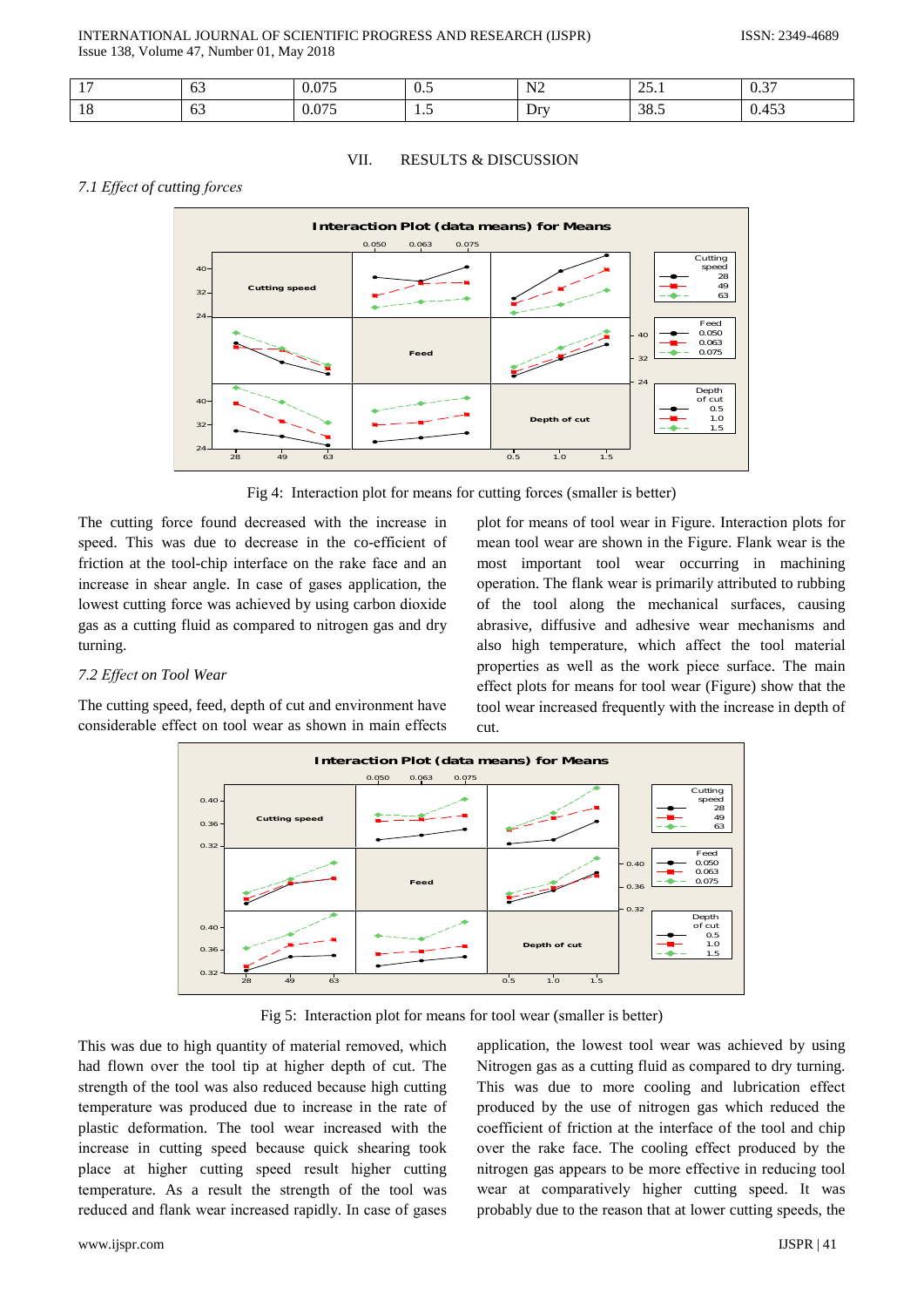| 17 | 63 | 0.075 | 0.5 | N2 | 25.1 | 0.37 |
|---|---|---|---|---|---|---|
| 18 | 63 | 0.075 | 1.5 | Dry | 38.5 | 0.453 |

## VII. RESULTS & DISCUSSION

### *7.1 Effect of cutting forces*

Fig 4: Interaction plot for means for cutting forces (smaller is better)

The cutting force found decreased with the increase in speed. This was due to decrease in the co-efficient of friction at the tool-chip interface on the rake face and an increase in shear angle. In case of gases application, the lowest cutting force was achieved by using carbon dioxide gas as a cutting fluid as compared to nitrogen gas and dry turning.

### *7.2 Effect on Tool Wear*

The cutting speed, feed, depth of cut and environment have considerable effect on tool wear as shown in main effects plot for means of tool wear in Figure. Interaction plots for mean tool wear are shown in the Figure. Flank wear is the most important tool wear occurring in machining operation. The flank wear is primarily attributed to rubbing of the tool along the mechanical surfaces, causing abrasive, diffusive and adhesive wear mechanisms and also high temperature, which affect the tool material properties as well as the work piece surface. The main effect plots for means for tool wear (Figure) show that the tool wear increased frequently with the increase in depth of cut.

Fig 5: Interaction plot for means for tool wear (smaller is better)

This was due to high quantity of material removed, which had flown over the tool tip at higher depth of cut. The strength of the tool was also reduced because high cutting temperature was produced due to increase in the rate of plastic deformation. The tool wear increased with the increase in cutting speed because quick shearing took place at higher cutting speed result higher cutting temperature. As a result the strength of the tool was reduced and flank wear increased rapidly. In case of gases application, the lowest tool wear was achieved by using Nitrogen gas as a cutting fluid as compared to dry turning. This was due to more cooling and lubrication effect produced by the use of nitrogen gas which reduced the coefficient of friction at the interface of the tool and chip over the rake face. The cooling effect produced by the nitrogen gas appears to be more effective in reducing tool wear at comparatively higher cutting speed. It was probably due to the reason that at lower cutting speeds, the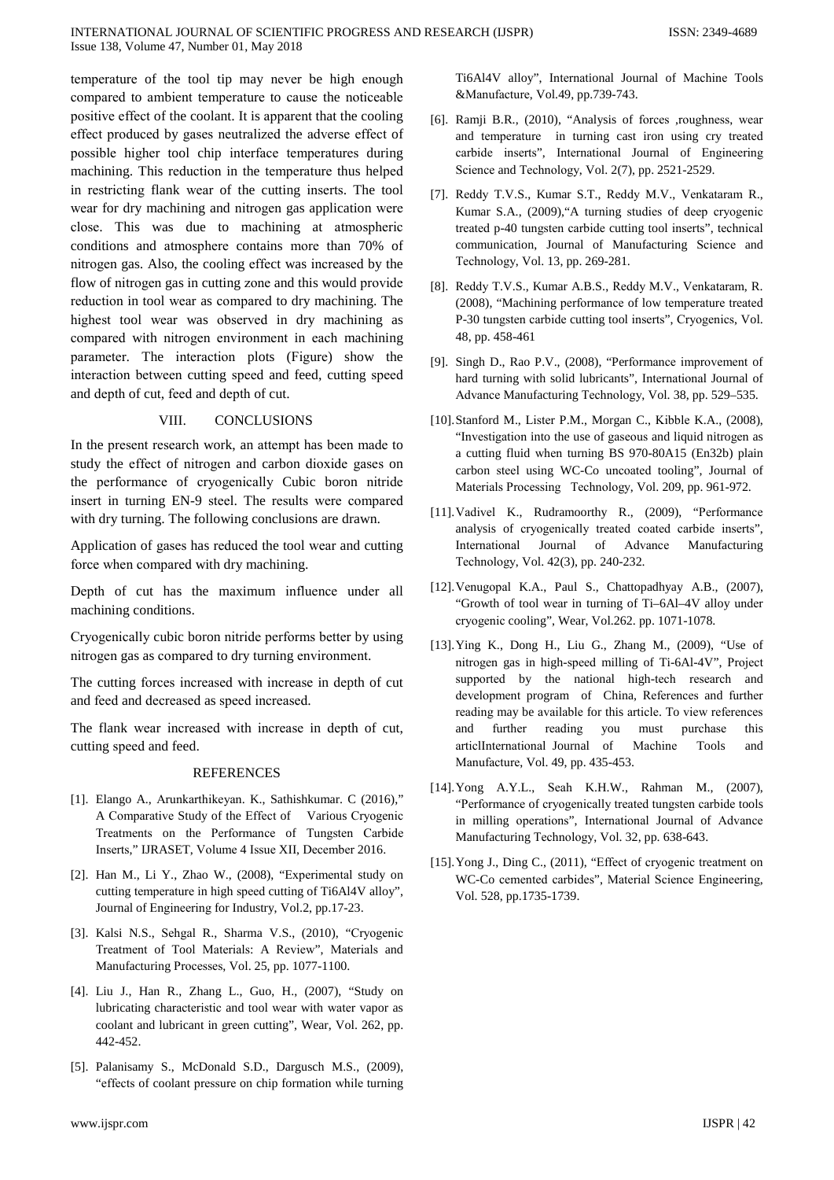temperature of the tool tip may never be high enough compared to ambient temperature to cause the noticeable positive effect of the coolant. It is apparent that the cooling effect produced by gases neutralized the adverse effect of possible higher tool chip interface temperatures during machining. This reduction in the temperature thus helped in restricting flank wear of the cutting inserts. The tool wear for dry machining and nitrogen gas application were close. This was due to machining at atmospheric conditions and atmosphere contains more than 70% of nitrogen gas. Also, the cooling effect was increased by the flow of nitrogen gas in cutting zone and this would provide reduction in tool wear as compared to dry machining. The highest tool wear was observed in dry machining as compared with nitrogen environment in each machining parameter. The interaction plots (Figure) show the interaction between cutting speed and feed, cutting speed and depth of cut, feed and depth of cut.

## VIII. CONCLUSIONS

In the present research work, an attempt has been made to study the effect of nitrogen and carbon dioxide gases on the performance of cryogenically Cubic boron nitride insert in turning EN-9 steel. The results were compared with dry turning. The following conclusions are drawn.

Application of gases has reduced the tool wear and cutting force when compared with dry machining.

Depth of cut has the maximum influence under all machining conditions.

Cryogenically cubic boron nitride performs better by using nitrogen gas as compared to dry turning environment.

The cutting forces increased with increase in depth of cut and feed and decreased as speed increased.

The flank wear increased with increase in depth of cut, cutting speed and feed.

## REFERENCES

[1]. Elango A., Arunkarthikeyan. K., Sathishkumar. C (2016)," A Comparative Study of the Effect of Various Cryogenic Treatments on the Performance of Tungsten Carbide Inserts," IJRASET, Volume 4 Issue XII, December 2016.

[2]. Han M., Li Y., Zhao W., (2008), "Experimental study on cutting temperature in high speed cutting of Ti6Al4V alloy", Journal of Engineering for Industry, Vol.2, pp.17-23.

[3]. Kalsi N.S., Sehgal R., Sharma V.S., (2010), "Cryogenic Treatment of Tool Materials: A Review", Materials and Manufacturing Processes, Vol. 25, pp. 1077-1100.

[4]. Liu J., Han R., Zhang L., Guo, H., (2007), "Study on lubricating characteristic and tool wear with water vapor as coolant and lubricant in green cutting", Wear, Vol. 262, pp. 442-452.

[5]. Palanisamy S., McDonald S.D., Dargusch M.S., (2009), "effects of coolant pressure on chip formation while turning Ti6Al4V alloy", International Journal of Machine Tools &Manufacture, Vol.49, pp.739-743.

[6]. Ramji B.R., (2010), "Analysis of forces ,roughness, wear and temperature in turning cast iron using cry treated carbide inserts", International Journal of Engineering Science and Technology, Vol. 2(7), pp. 2521-2529.

[7]. Reddy T.V.S., Kumar S.T., Reddy M.V., Venkataram R., Kumar S.A., (2009),"A turning studies of deep cryogenic treated p-40 tungsten carbide cutting tool inserts", technical communication, Journal of Manufacturing Science and Technology, Vol. 13, pp. 269-281.

[8]. Reddy T.V.S., Kumar A.B.S., Reddy M.V., Venkataram, R. (2008), "Machining performance of low temperature treated P-30 tungsten carbide cutting tool inserts", Cryogenics, Vol. 48, pp. 458-461

[9]. Singh D., Rao P.V., (2008), "Performance improvement of hard turning with solid lubricants", International Journal of Advance Manufacturing Technology, Vol. 38, pp. 529–535.

[10]. Stanford M., Lister P.M., Morgan C., Kibble K.A., (2008), "Investigation into the use of gaseous and liquid nitrogen as a cutting fluid when turning BS 970-80A15 (En32b) plain carbon steel using WC-Co uncoated tooling", Journal of Materials Processing Technology, Vol. 209, pp. 961-972.

[11]. Vadivel K., Rudramoorthy R., (2009), "Performance analysis of cryogenically treated coated carbide inserts", International Journal of Advance Manufacturing Technology, Vol. 42(3), pp. 240-232.

[12]. Venugopal K.A., Paul S., Chattopadhyay A.B., (2007), "Growth of tool wear in turning of Ti–6Al–4V alloy under cryogenic cooling", Wear, Vol.262. pp. 1071-1078.

[13]. Ying K., Dong H., Liu G., Zhang M., (2009), "Use of nitrogen gas in high-speed milling of Ti-6Al-4V", Project supported by the national high-tech research and development program of China, References and further reading may be available for this article. To view references and further reading you must purchase this articlInternational Journal of Machine Tools and Manufacture, Vol. 49, pp. 435-453.

[14]. Yong A.Y.L., Seah K.H.W., Rahman M., (2007), "Performance of cryogenically treated tungsten carbide tools in milling operations", International Journal of Advance Manufacturing Technology, Vol. 32, pp. 638-643.

[15]. Yong J., Ding C., (2011), "Effect of cryogenic treatment on WC-Co cemented carbides", Material Science Engineering, Vol. 528, pp.1735-1739.